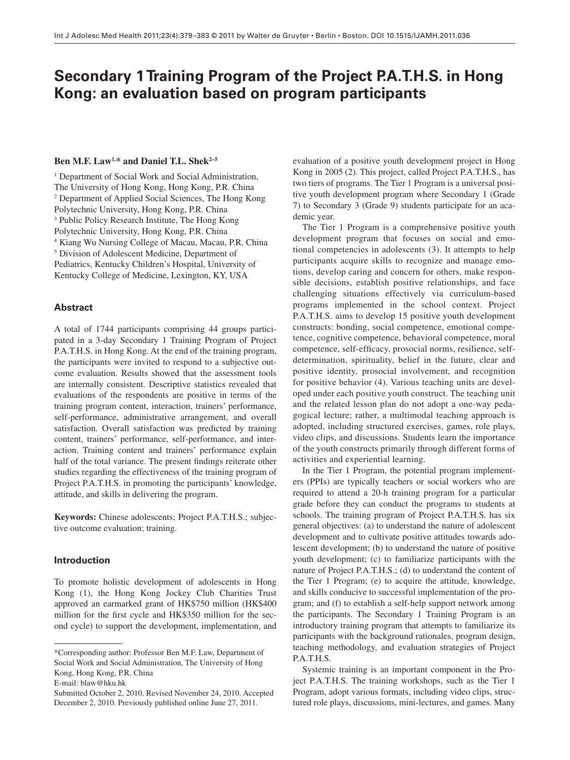# Secondary 1 Training Program of the Project P.A.T.H.S. in Hong Kong: an evaluation based on program participants

**Ben M.F. Law[1,*] and Daniel T.L. Shek[2–5]**

[1] Department of Social Work and Social Administration, The University of Hong Kong, Hong Kong, P.R. China
[2] Department of Applied Social Sciences, The Hong Kong Polytechnic University, Hong Kong, P.R. China
[3] Public Policy Research Institute, The Hong Kong Polytechnic University, Hong Kong, P.R. China
[4] Kiang Wu Nursing College of Macau, Macau, P.R. China
[5] Division of Adolescent Medicine, Department of Pediatrics, Kentucky Children's Hospital, University of Kentucky College of Medicine, Lexington, KY, USA

## Abstract

A total of 1744 participants comprising 44 groups participated in a 3-day Secondary 1 Training Program of Project P.A.T.H.S. in Hong Kong. At the end of the training program, the participants were invited to respond to a subjective outcome evaluation. Results showed that the assessment tools are internally consistent. Descriptive statistics revealed that evaluations of the respondents are positive in terms of the training program content, interaction, trainers' performance, self-performance, administrative arrangement, and overall satisfaction. Overall satisfaction was predicted by training content, trainers' performance, self-performance, and interaction. Training content and trainers' performance explain half of the total variance. The present findings reiterate other studies regarding the effectiveness of the training program of Project P.A.T.H.S. in promoting the participants' knowledge, attitude, and skills in delivering the program.

**Keywords:** Chinese adolescents; Project P.A.T.H.S.; subjective outcome evaluation; training.

## Introduction

To promote holistic development of adolescents in Hong Kong (1), the Hong Kong Jockey Club Charities Trust approved an earmarked grant of HK$750 million (HK$400 million for the first cycle and HK$350 million for the second cycle) to support the development, implementation, and evaluation of a positive youth development project in Hong Kong in 2005 (2). This project, called Project P.A.T.H.S., has two tiers of programs. The Tier 1 Program is a universal positive youth development program where Secondary 1 (Grade 7) to Secondary 3 (Grade 9) students participate for an academic year.

The Tier 1 Program is a comprehensive positive youth development program that focuses on social and emotional competencies in adolescents (3). It attempts to help participants acquire skills to recognize and manage emotions, develop caring and concern for others, make responsible decisions, establish positive relationships, and face challenging situations effectively via curriculum-based programs implemented in the school context. Project P.A.T.H.S. aims to develop 15 positive youth development constructs: bonding, social competence, emotional competence, cognitive competence, behavioral competence, moral competence, self-efficacy, prosocial norms, resilience, self-determination, spirituality, belief in the future, clear and positive identity, prosocial involvement, and recognition for positive behavior (4). Various teaching units are developed under each positive youth construct. The teaching unit and the related lesson plan do not adopt a one-way pedagogical lecture; rather, a multimodal teaching approach is adopted, including structured exercises, games, role plays, video clips, and discussions. Students learn the importance of the youth constructs primarily through different forms of activities and experiential learning.

In the Tier 1 Program, the potential program implementers (PPIs) are typically teachers or social workers who are required to attend a 20-h training program for a particular grade before they can conduct the programs to students at schools. The training program of Project P.A.T.H.S. has six general objectives: (a) to understand the nature of adolescent development and to cultivate positive attitudes towards adolescent development; (b) to understand the nature of positive youth development; (c) to familiarize participants with the nature of Project P.A.T.H.S.; (d) to understand the content of the Tier 1 Program; (e) to acquire the attitude, knowledge, and skills conducive to successful implementation of the program; and (f) to establish a self-help support network among the participants. The Secondary 1 Training Program is an introductory training program that attempts to familiarize its participants with the background rationales, program design, teaching methodology, and evaluation strategies of Project P.A.T.H.S.

Systemic training is an important component in the Project P.A.T.H.S. The training workshops, such as the Tier 1 Program, adopt various formats, including video clips, structured role plays, discussions, mini-lectures, and games. Many

---

*Corresponding author: Professor Ben M.F. Law, Department of Social Work and Social Administration, The University of Hong Kong, Hong Kong, P.R. China
E-mail: blaw@hku.hk

Submitted October 2, 2010. Revised November 24, 2010. Accepted December 2, 2010. Previously published online June 27, 2011.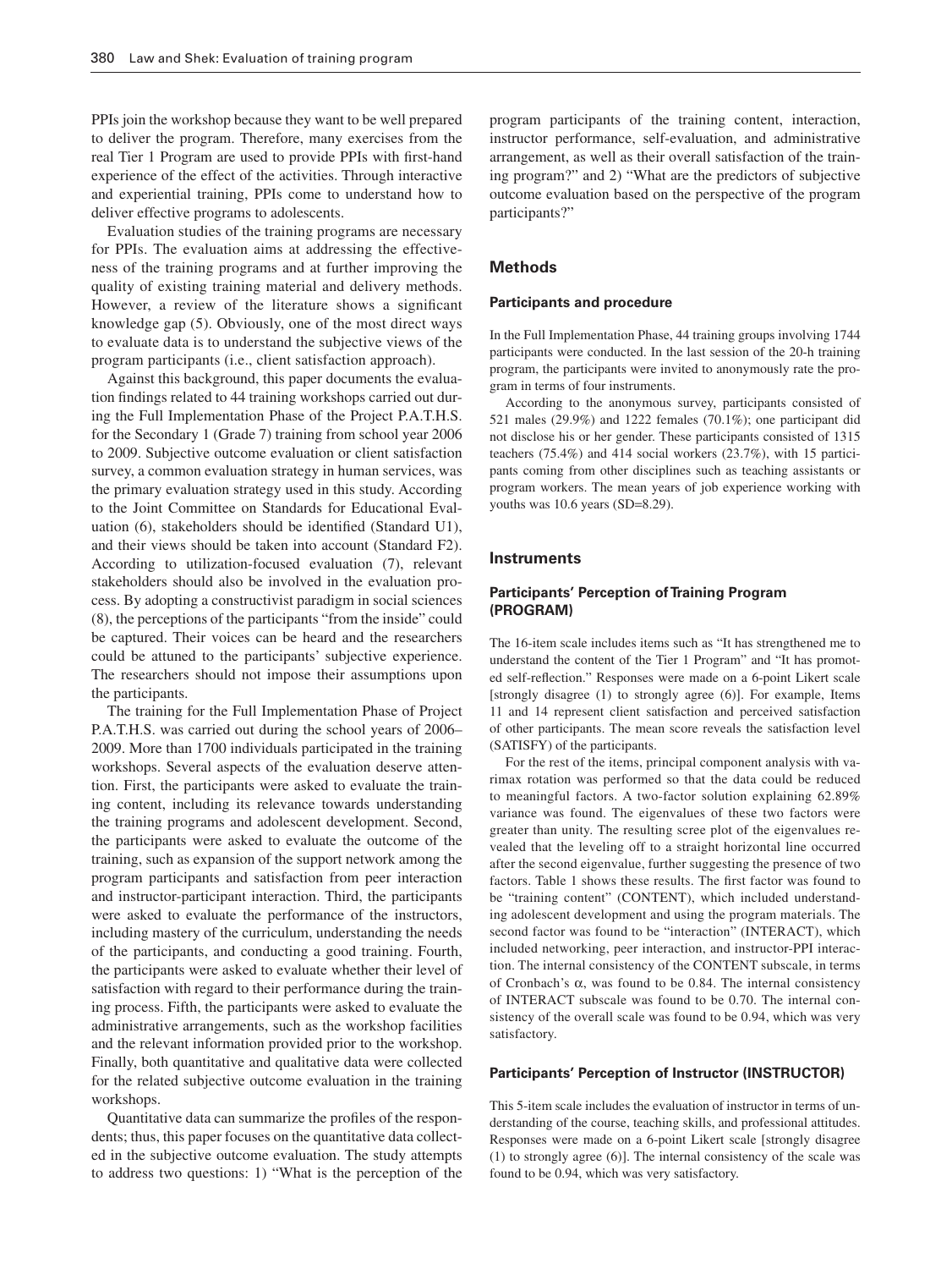PPIs join the workshop because they want to be well prepared to deliver the program. Therefore, many exercises from the real Tier 1 Program are used to provide PPIs with first-hand experience of the effect of the activities. Through interactive and experiential training, PPIs come to understand how to deliver effective programs to adolescents.

Evaluation studies of the training programs are necessary for PPIs. The evaluation aims at addressing the effectiveness of the training programs and at further improving the quality of existing training material and delivery methods. However, a review of the literature shows a significant knowledge gap (5). Obviously, one of the most direct ways to evaluate data is to understand the subjective views of the program participants (i.e., client satisfaction approach).

Against this background, this paper documents the evaluation findings related to 44 training workshops carried out during the Full Implementation Phase of the Project P.A.T.H.S. for the Secondary 1 (Grade 7) training from school year 2006 to 2009. Subjective outcome evaluation or client satisfaction survey, a common evaluation strategy in human services, was the primary evaluation strategy used in this study. According to the Joint Committee on Standards for Educational Evaluation (6), stakeholders should be identified (Standard U1), and their views should be taken into account (Standard F2). According to utilization-focused evaluation (7), relevant stakeholders should also be involved in the evaluation process. By adopting a constructivist paradigm in social sciences (8), the perceptions of the participants "from the inside" could be captured. Their voices can be heard and the researchers could be attuned to the participants' subjective experience. The researchers should not impose their assumptions upon the participants.

The training for the Full Implementation Phase of Project P.A.T.H.S. was carried out during the school years of 2006–2009. More than 1700 individuals participated in the training workshops. Several aspects of the evaluation deserve attention. First, the participants were asked to evaluate the training content, including its relevance towards understanding the training programs and adolescent development. Second, the participants were asked to evaluate the outcome of the training, such as expansion of the support network among the program participants and satisfaction from peer interaction and instructor-participant interaction. Third, the participants were asked to evaluate the performance of the instructors, including mastery of the curriculum, understanding the needs of the participants, and conducting a good training. Fourth, the participants were asked to evaluate whether their level of satisfaction with regard to their performance during the training process. Fifth, the participants were asked to evaluate the administrative arrangements, such as the workshop facilities and the relevant information provided prior to the workshop. Finally, both quantitative and qualitative data were collected for the related subjective outcome evaluation in the training workshops.

Quantitative data can summarize the profiles of the respondents; thus, this paper focuses on the quantitative data collected in the subjective outcome evaluation. The study attempts to address two questions: 1) "What is the perception of the program participants of the training content, interaction, instructor performance, self-evaluation, and administrative arrangement, as well as their overall satisfaction of the training program?" and 2) "What are the predictors of subjective outcome evaluation based on the perspective of the program participants?"

## Methods

### Participants and procedure

In the Full Implementation Phase, 44 training groups involving 1744 participants were conducted. In the last session of the 20-h training program, the participants were invited to anonymously rate the program in terms of four instruments.

According to the anonymous survey, participants consisted of 521 males (29.9%) and 1222 females (70.1%); one participant did not disclose his or her gender. These participants consisted of 1315 teachers (75.4%) and 414 social workers (23.7%), with 15 participants coming from other disciplines such as teaching assistants or program workers. The mean years of job experience working with youths was 10.6 years (SD=8.29).

## Instruments

### Participants' Perception of Training Program (PROGRAM)

The 16-item scale includes items such as "It has strengthened me to understand the content of the Tier 1 Program" and "It has promoted self-reflection." Responses were made on a 6-point Likert scale [strongly disagree (1) to strongly agree (6)]. For example, Items 11 and 14 represent client satisfaction and perceived satisfaction of other participants. The mean score reveals the satisfaction level (SATISFY) of the participants.

For the rest of the items, principal component analysis with varimax rotation was performed so that the data could be reduced to meaningful factors. A two-factor solution explaining 62.89% variance was found. The eigenvalues of these two factors were greater than unity. The resulting scree plot of the eigenvalues revealed that the leveling off to a straight horizontal line occurred after the second eigenvalue, further suggesting the presence of two factors. Table 1 shows these results. The first factor was found to be "training content" (CONTENT), which included understanding adolescent development and using the program materials. The second factor was found to be "interaction" (INTERACT), which included networking, peer interaction, and instructor-PPI interaction. The internal consistency of the CONTENT subscale, in terms of Cronbach's $\alpha$, was found to be 0.84. The internal consistency of INTERACT subscale was found to be 0.70. The internal consistency of the overall scale was found to be 0.94, which was very satisfactory.

### Participants' Perception of Instructor (INSTRUCTOR)

This 5-item scale includes the evaluation of instructor in terms of understanding of the course, teaching skills, and professional attitudes. Responses were made on a 6-point Likert scale [strongly disagree (1) to strongly agree (6)]. The internal consistency of the scale was found to be 0.94, which was very satisfactory.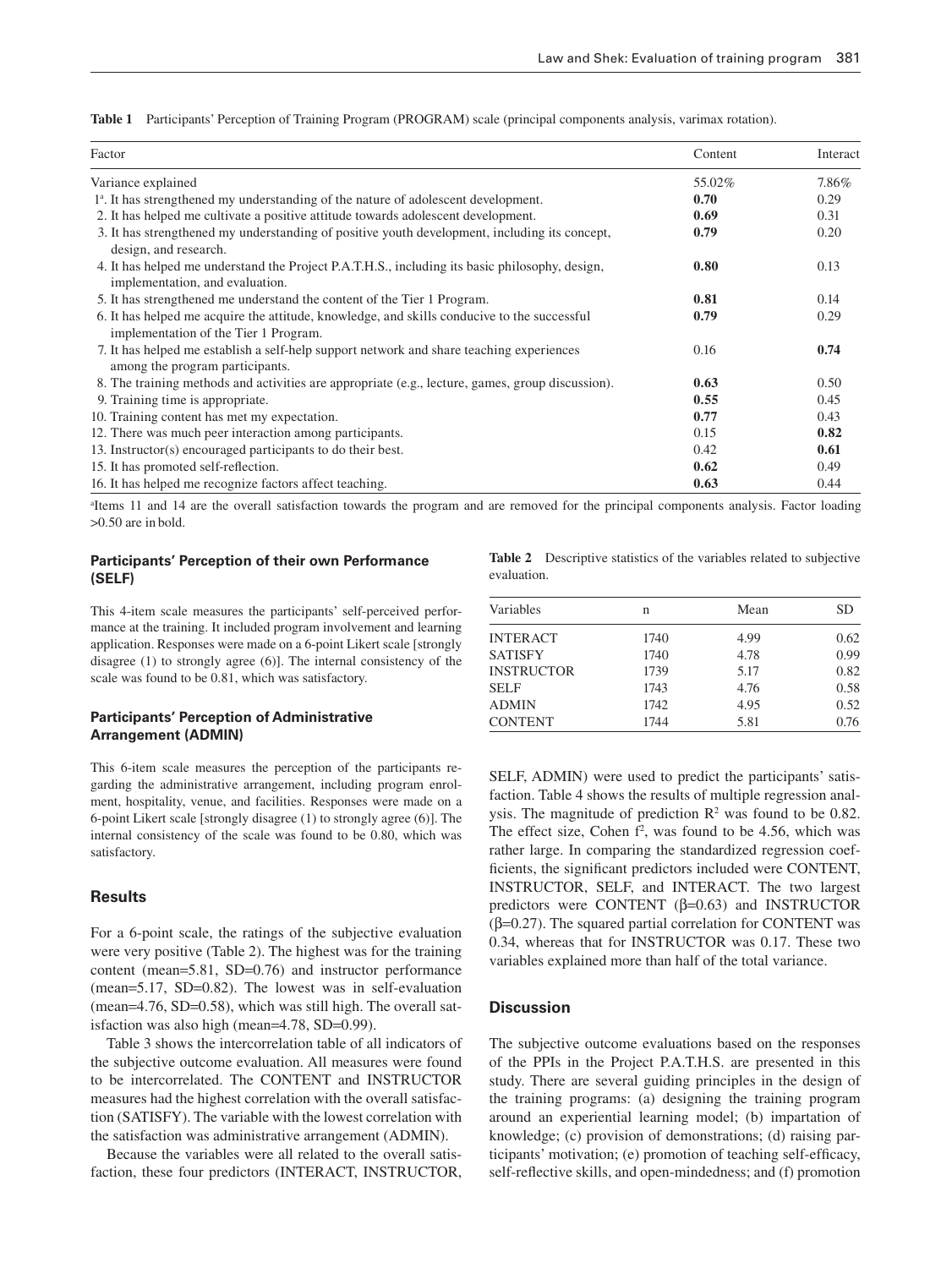**Table 1** Participants' Perception of Training Program (PROGRAM) scale (principal components analysis, varimax rotation).

| Factor | Content | Interact |
|---|---|---|
| Variance explained | 55.02% | 7.86% |
| 1[a]. It has strengthened my understanding of the nature of adolescent development. | **0.70** | 0.29 |
| 2. It has helped me cultivate a positive attitude towards adolescent development. | **0.69** | 0.31 |
| 3. It has strengthened my understanding of positive youth development, including its concept, design, and research. | **0.79** | 0.20 |
| 4. It has helped me understand the Project P.A.T.H.S., including its basic philosophy, design, implementation, and evaluation. | **0.80** | 0.13 |
| 5. It has strengthened me understand the content of the Tier 1 Program. | **0.81** | 0.14 |
| 6. It has helped me acquire the attitude, knowledge, and skills conducive to the successful implementation of the Tier 1 Program. | **0.79** | 0.29 |
| 7. It has helped me establish a self-help support network and share teaching experiences among the program participants. | 0.16 | **0.74** |
| 8. The training methods and activities are appropriate (e.g., lecture, games, group discussion). | **0.63** | 0.50 |
| 9. Training time is appropriate. | **0.55** | 0.45 |
| 10. Training content has met my expectation. | **0.77** | 0.43 |
| 12. There was much peer interaction among participants. | 0.15 | **0.82** |
| 13. Instructor(s) encouraged participants to do their best. | 0.42 | **0.61** |
| 15. It has promoted self-reflection. | **0.62** | 0.49 |
| 16. It has helped me recognize factors affect teaching. | **0.63** | 0.44 |

[a]Items 11 and 14 are the overall satisfaction towards the program and are removed for the principal components analysis. Factor loading >0.50 are in bold.

### Participants' Perception of their own Performance (SELF)

This 4-item scale measures the participants' self-perceived performance at the training. It included program involvement and learning application. Responses were made on a 6-point Likert scale [strongly disagree (1) to strongly agree (6)]. The internal consistency of the scale was found to be 0.81, which was satisfactory.

### Participants' Perception of Administrative Arrangement (ADMIN)

This 6-item scale measures the perception of the participants regarding the administrative arrangement, including program enrolment, hospitality, venue, and facilities. Responses were made on a 6-point Likert scale [strongly disagree (1) to strongly agree (6)]. The internal consistency of the scale was found to be 0.80, which was satisfactory.

## Results

For a 6-point scale, the ratings of the subjective evaluation were very positive (Table 2). The highest was for the training content (mean=5.81, SD=0.76) and instructor performance (mean=5.17, SD=0.82). The lowest was in self-evaluation (mean=4.76, SD=0.58), which was still high. The overall satisfaction was also high (mean=4.78, SD=0.99).

Table 3 shows the intercorrelation table of all indicators of the subjective outcome evaluation. All measures were found to be intercorrelated. The CONTENT and INSTRUCTOR measures had the highest correlation with the overall satisfaction (SATISFY). The variable with the lowest correlation with the satisfaction was administrative arrangement (ADMIN).

Because the variables were all related to the overall satisfaction, these four predictors (INTERACT, INSTRUCTOR, SELF, ADMIN) were used to predict the participants' satisfaction. Table 4 shows the results of multiple regression analysis. The magnitude of prediction $R^2$ was found to be 0.82. The effect size, Cohen $f^2$, was found to be 4.56, which was rather large. In comparing the standardized regression coefficients, the significant predictors included were CONTENT, INSTRUCTOR, SELF, and INTERACT. The two largest predictors were CONTENT ($\beta$=0.63) and INSTRUCTOR ($\beta$=0.27). The squared partial correlation for CONTENT was 0.34, whereas that for INSTRUCTOR was 0.17. These two variables explained more than half of the total variance.

**Table 2** Descriptive statistics of the variables related to subjective evaluation.

| Variables | n | Mean | SD |
|---|---|---|---|
| INTERACT | 1740 | 4.99 | 0.62 |
| SATISFY | 1740 | 4.78 | 0.99 |
| INSTRUCTOR | 1739 | 5.17 | 0.82 |
| SELF | 1743 | 4.76 | 0.58 |
| ADMIN | 1742 | 4.95 | 0.52 |
| CONTENT | 1744 | 5.81 | 0.76 |

## Discussion

The subjective outcome evaluations based on the responses of the PPIs in the Project P.A.T.H.S. are presented in this study. There are several guiding principles in the design of the training programs: (a) designing the training program around an experiential learning model; (b) impartation of knowledge; (c) provision of demonstrations; (d) raising participants' motivation; (e) promotion of teaching self-efficacy, self-reflective skills, and open-mindedness; and (f) promotion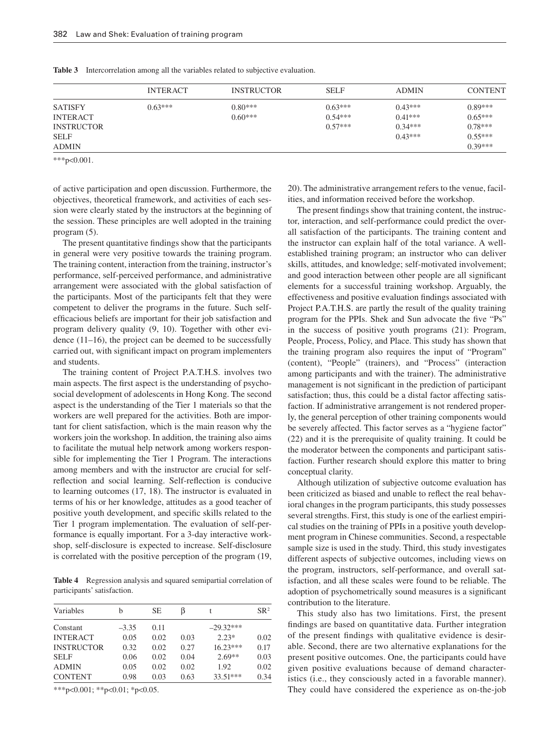**Table 3** Intercorrelation among all the variables related to subjective evaluation.

| | INTERACT | INSTRUCTOR | SELF | ADMIN | CONTENT |
|---|---|---|---|---|---|
| SATISFY | 0.63*** | 0.80*** | 0.63*** | 0.43*** | 0.89*** |
| INTERACT | | 0.60*** | 0.54*** | 0.41*** | 0.65*** |
| INSTRUCTOR | | | 0.57*** | 0.34*** | 0.78*** |
| SELF | | | | 0.43*** | 0.55*** |
| ADMIN | | | | | 0.39*** |

***p<0.001.

of active participation and open discussion. Furthermore, the objectives, theoretical framework, and activities of each session were clearly stated by the instructors at the beginning of the session. These principles are well adopted in the training program (5).

The present quantitative findings show that the participants in general were very positive towards the training program. The training content, interaction from the training, instructor's performance, self-perceived performance, and administrative arrangement were associated with the global satisfaction of the participants. Most of the participants felt that they were competent to deliver the programs in the future. Such self-efficacious beliefs are important for their job satisfaction and program delivery quality (9, 10). Together with other evidence (11–16), the project can be deemed to be successfully carried out, with significant impact on program implementers and students.

The training content of Project P.A.T.H.S. involves two main aspects. The first aspect is the understanding of psychosocial development of adolescents in Hong Kong. The second aspect is the understanding of the Tier 1 materials so that the workers are well prepared for the activities. Both are important for client satisfaction, which is the main reason why the workers join the workshop. In addition, the training also aims to facilitate the mutual help network among workers responsible for implementing the Tier 1 Program. The interactions among members and with the instructor are crucial for self-reflection and social learning. Self-reflection is conducive to learning outcomes (17, 18). The instructor is evaluated in terms of his or her knowledge, attitudes as a good teacher of positive youth development, and specific skills related to the Tier 1 program implementation. The evaluation of self-performance is equally important. For a 3-day interactive workshop, self-disclosure is expected to increase. Self-disclosure is correlated with the positive perception of the program (19, 20). The administrative arrangement refers to the venue, facilities, and information received before the workshop.

**Table 4** Regression analysis and squared semipartial correlation of participants' satisfaction.

| Variables | b | SE | β | t | SR² |
|---|---|---|---|---|---|
| Constant | –3.35 | 0.11 | | –29.32*** | |
| INTERACT | 0.05 | 0.02 | 0.03 | 2.23* | 0.02 |
| INSTRUCTOR | 0.32 | 0.02 | 0.27 | 16.23*** | 0.17 |
| SELF | 0.06 | 0.02 | 0.04 | 2.69** | 0.03 |
| ADMIN | 0.05 | 0.02 | 0.02 | 1.92 | 0.02 |
| CONTENT | 0.98 | 0.03 | 0.63 | 33.51*** | 0.34 |

***p<0.001; **p<0.01; *p<0.05.

The present findings show that training content, the instructor, interaction, and self-performance could predict the overall satisfaction of the participants. The training content and the instructor can explain half of the total variance. A well-established training program; an instructor who can deliver skills, attitudes, and knowledge; self-motivated involvement; and good interaction between other people are all significant elements for a successful training workshop. Arguably, the effectiveness and positive evaluation findings associated with Project P.A.T.H.S. are partly the result of the quality training program for the PPIs. Shek and Sun advocate the five "Ps" in the success of positive youth programs (21): Program, People, Process, Policy, and Place. This study has shown that the training program also requires the input of "Program" (content), "People" (trainers), and "Process" (interaction among participants and with the trainer). The administrative management is not significant in the prediction of participant satisfaction; thus, this could be a distal factor affecting satisfaction. If administrative arrangement is not rendered properly, the general perception of other training components would be severely affected. This factor serves as a "hygiene factor" (22) and it is the prerequisite of quality training. It could be the moderator between the components and participant satisfaction. Further research should explore this matter to bring conceptual clarity.

Although utilization of subjective outcome evaluation has been criticized as biased and unable to reflect the real behavioral changes in the program participants, this study possesses several strengths. First, this study is one of the earliest empirical studies on the training of PPIs in a positive youth development program in Chinese communities. Second, a respectable sample size is used in the study. Third, this study investigates different aspects of subjective outcomes, including views on the program, instructors, self-performance, and overall satisfaction, and all these scales were found to be reliable. The adoption of psychometrically sound measures is a significant contribution to the literature.

This study also has two limitations. First, the present findings are based on quantitative data. Further integration of the present findings with qualitative evidence is desirable. Second, there are two alternative explanations for the present positive outcomes. One, the participants could have given positive evaluations because of demand characteristics (i.e., they consciously acted in a favorable manner). They could have considered the experience as on-the-job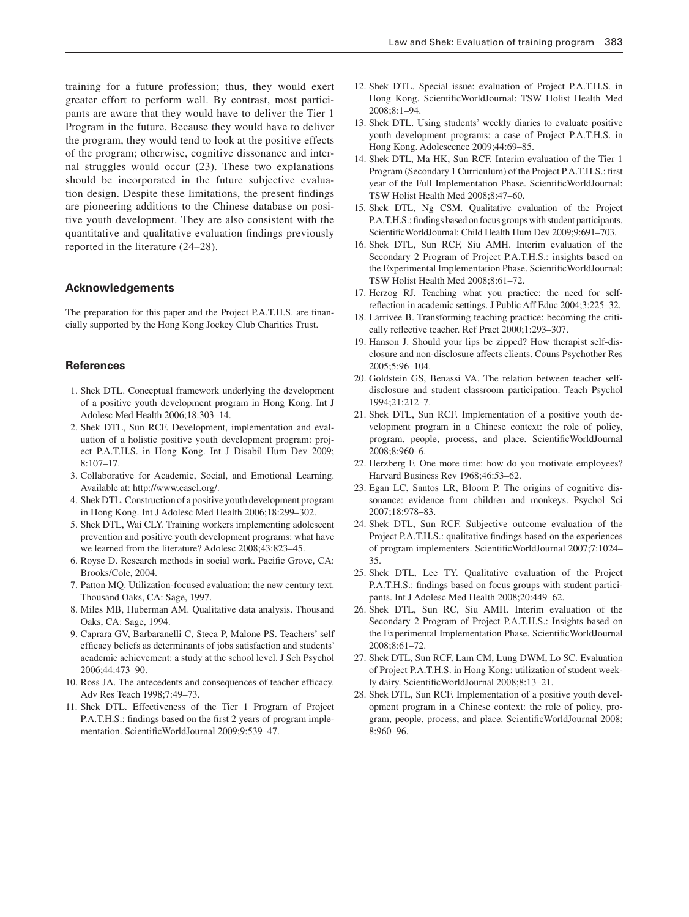training for a future profession; thus, they would exert greater effort to perform well. By contrast, most participants are aware that they would have to deliver the Tier 1 Program in the future. Because they would have to deliver the program, they would tend to look at the positive effects of the program; otherwise, cognitive dissonance and internal struggles would occur (23). These two explanations should be incorporated in the future subjective evaluation design. Despite these limitations, the present findings are pioneering additions to the Chinese database on positive youth development. They are also consistent with the quantitative and qualitative evaluation findings previously reported in the literature (24–28).

## Acknowledgements

The preparation for this paper and the Project P.A.T.H.S. are financially supported by the Hong Kong Jockey Club Charities Trust.

## References

1. Shek DTL. Conceptual framework underlying the development of a positive youth development program in Hong Kong. Int J Adolesc Med Health 2006;18:303–14.
2. Shek DTL, Sun RCF. Development, implementation and evaluation of a holistic positive youth development program: project P.A.T.H.S. in Hong Kong. Int J Disabil Hum Dev 2009; 8:107–17.
3. Collaborative for Academic, Social, and Emotional Learning. Available at: http://www.casel.org/.
4. Shek DTL. Construction of a positive youth development program in Hong Kong. Int J Adolesc Med Health 2006;18:299–302.
5. Shek DTL, Wai CLY. Training workers implementing adolescent prevention and positive youth development programs: what have we learned from the literature? Adolesc 2008;43:823–45.
6. Royse D. Research methods in social work. Pacific Grove, CA: Brooks/Cole, 2004.
7. Patton MQ. Utilization-focused evaluation: the new century text. Thousand Oaks, CA: Sage, 1997.
8. Miles MB, Huberman AM. Qualitative data analysis. Thousand Oaks, CA: Sage, 1994.
9. Caprara GV, Barbaranelli C, Steca P, Malone PS. Teachers' self efficacy beliefs as determinants of jobs satisfaction and students' academic achievement: a study at the school level. J Sch Psychol 2006;44:473–90.
10. Ross JA. The antecedents and consequences of teacher efficacy. Adv Res Teach 1998;7:49–73.
11. Shek DTL. Effectiveness of the Tier 1 Program of Project P.A.T.H.S.: findings based on the first 2 years of program implementation. ScientificWorldJournal 2009;9:539–47.
12. Shek DTL. Special issue: evaluation of Project P.A.T.H.S. in Hong Kong. ScientificWorldJournal: TSW Holist Health Med 2008;8:1–94.
13. Shek DTL. Using students' weekly diaries to evaluate positive youth development programs: a case of Project P.A.T.H.S. in Hong Kong. Adolescence 2009;44:69–85.
14. Shek DTL, Ma HK, Sun RCF. Interim evaluation of the Tier 1 Program (Secondary 1 Curriculum) of the Project P.A.T.H.S.: first year of the Full Implementation Phase. ScientificWorldJournal: TSW Holist Health Med 2008;8:47–60.
15. Shek DTL, Ng CSM. Qualitative evaluation of the Project P.A.T.H.S.: findings based on focus groups with student participants. ScientificWorldJournal: Child Health Hum Dev 2009;9:691–703.
16. Shek DTL, Sun RCF, Siu AMH. Interim evaluation of the Secondary 2 Program of Project P.A.T.H.S.: insights based on the Experimental Implementation Phase. ScientificWorldJournal: TSW Holist Health Med 2008;8:61–72.
17. Herzog RJ. Teaching what you practice: the need for self-reflection in academic settings. J Public Aff Educ 2004;3:225–32.
18. Larrivee B. Transforming teaching practice: becoming the critically reflective teacher. Ref Pract 2000;1:293–307.
19. Hanson J. Should your lips be zipped? How therapist self-disclosure and non-disclosure affects clients. Couns Psychother Res 2005;5:96–104.
20. Goldstein GS, Benassi VA. The relation between teacher self-disclosure and student classroom participation. Teach Psychol 1994;21:212–7.
21. Shek DTL, Sun RCF. Implementation of a positive youth development program in a Chinese context: the role of policy, program, people, process, and place. ScientificWorldJournal 2008;8:960–6.
22. Herzberg F. One more time: how do you motivate employees? Harvard Business Rev 1968;46:53–62.
23. Egan LC, Santos LR, Bloom P. The origins of cognitive dissonance: evidence from children and monkeys. Psychol Sci 2007;18:978–83.
24. Shek DTL, Sun RCF. Subjective outcome evaluation of the Project P.A.T.H.S.: qualitative findings based on the experiences of program implementers. ScientificWorldJournal 2007;7:1024–35.
25. Shek DTL, Lee TY. Qualitative evaluation of the Project P.A.T.H.S.: findings based on focus groups with student participants. Int J Adolesc Med Health 2008;20:449–62.
26. Shek DTL, Sun RC, Siu AMH. Interim evaluation of the Secondary 2 Program of Project P.A.T.H.S.: Insights based on the Experimental Implementation Phase. ScientificWorldJournal 2008;8:61–72.
27. Shek DTL, Sun RCF, Lam CM, Lung DWM, Lo SC. Evaluation of Project P.A.T.H.S. in Hong Kong: utilization of student weekly dairy. ScientificWorldJournal 2008;8:13–21.
28. Shek DTL, Sun RCF. Implementation of a positive youth development program in a Chinese context: the role of policy, program, people, process, and place. ScientificWorldJournal 2008; 8:960–96.